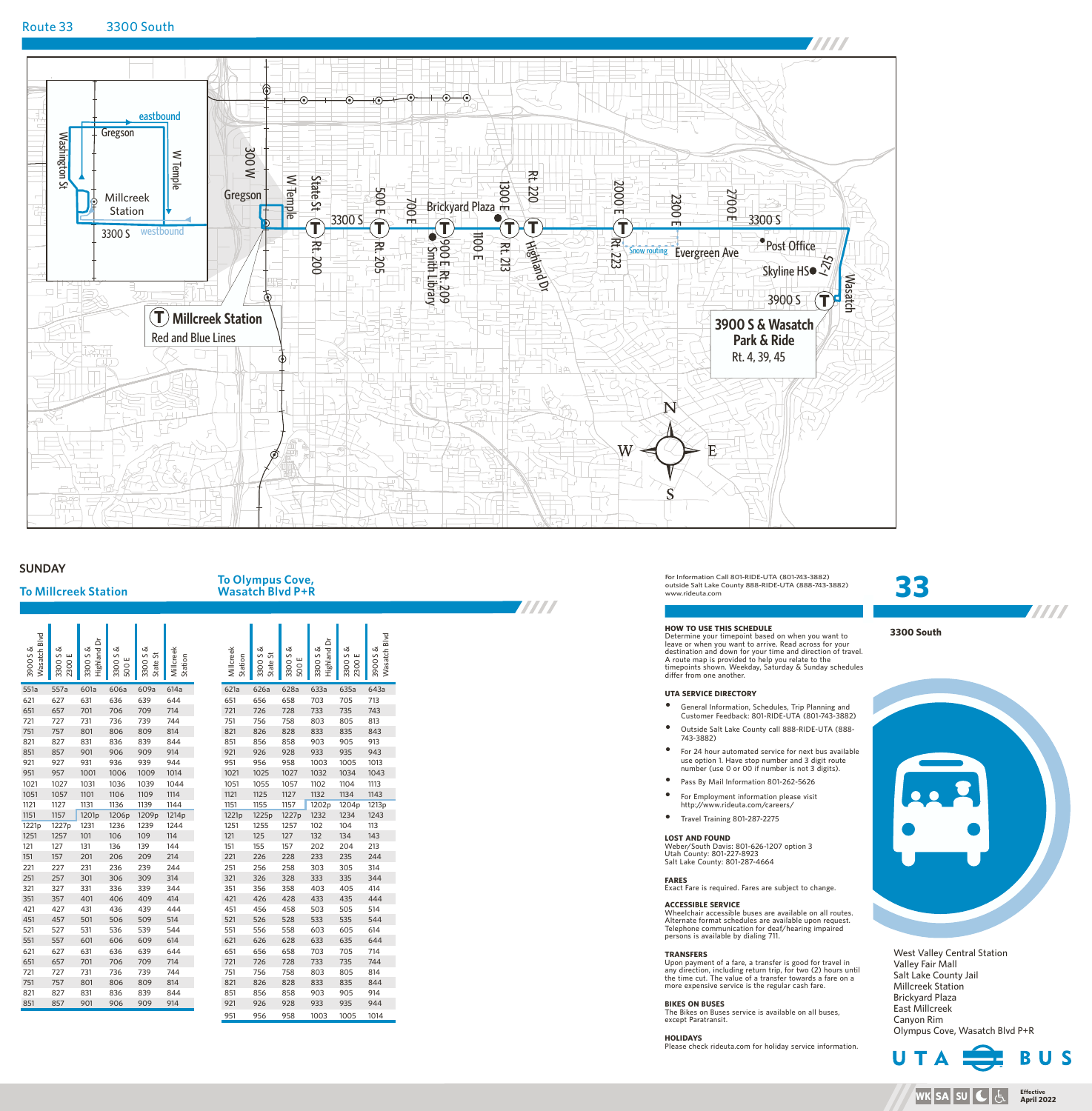# Route 33 3300 South

Gregson · eastbound · westbound · Washington St · W Temple · Millcreek Station · 3300 S · 300 W · State St · Rt. 200 · 500 E · Rt. 205 · 700 E · Brickyard Plaza · 900 E Rt. 209 · Smith Library · 1100 E · 1300 E · Rt. 213 · Rt. 220 · Highland Dr · 2000 E · Rt. 223 · Snow routing · 2300 E · Evergreen Ave · 2700 E · Post Office · Skyline HS · I-215 · Wasatch · 3900 S

**Millcreek Station** Red and Blue Lines

**3900 S & Wasatch Park & Ride** Rt. 4, 39, 45

## SUNDAY

### To Millcreek Station

| 3900 S & Wasatch Blvd | 3300 S & 2300 E | 3300 S & Highland Dr | 3300 S & 500 E | 3300 S & State St | Millcreek Station |
|---|---|---|---|---|---|
| 551a | 557a | 601a | 606a | 609a | 614a |
| 621 | 627 | 631 | 636 | 639 | 644 |
| 651 | 657 | 701 | 706 | 709 | 714 |
| 721 | 727 | 731 | 736 | 739 | 744 |
| 751 | 757 | 801 | 806 | 809 | 814 |
| 821 | 827 | 831 | 836 | 839 | 844 |
| 851 | 857 | 901 | 906 | 909 | 914 |
| 921 | 927 | 931 | 936 | 939 | 944 |
| 951 | 957 | 1001 | 1006 | 1009 | 1014 |
| 1021 | 1027 | 1031 | 1036 | 1039 | 1044 |
| 1051 | 1057 | 1101 | 1106 | 1109 | 1114 |
| 1121 | 1127 | 1131 | 1136 | 1139 | 1144 |
| 1151 | 1157 | 1201p | 1206p | 1209p | 1214p |
| 1221p | 1227p | 1231 | 1236 | 1239 | 1244 |
| 1251 | 1257 | 101 | 106 | 109 | 114 |
| 121 | 127 | 131 | 136 | 139 | 144 |
| 151 | 157 | 201 | 206 | 209 | 214 |
| 221 | 227 | 231 | 236 | 239 | 244 |
| 251 | 257 | 301 | 306 | 309 | 314 |
| 321 | 327 | 331 | 336 | 339 | 344 |
| 351 | 357 | 401 | 406 | 409 | 414 |
| 421 | 427 | 431 | 436 | 439 | 444 |
| 451 | 457 | 501 | 506 | 509 | 514 |
| 521 | 527 | 531 | 536 | 539 | 544 |
| 551 | 557 | 601 | 606 | 609 | 614 |
| 621 | 627 | 631 | 636 | 639 | 644 |
| 651 | 657 | 701 | 706 | 709 | 714 |
| 721 | 727 | 731 | 736 | 739 | 744 |
| 751 | 757 | 801 | 806 | 809 | 814 |
| 821 | 827 | 831 | 836 | 839 | 844 |
| 851 | 857 | 901 | 906 | 909 | 914 |

### To Olympus Cove, Wasatch Blvd P+R

| Millcreek Station | 3300 S & State St | 3300 S & 500 E | 3300 S & Highland Dr | 3300 S & 2300 E | 3900 S & Wasatch Blvd |
|---|---|---|---|---|---|
| 621a | 626a | 628a | 633a | 635a | 643a |
| 651 | 656 | 658 | 703 | 705 | 713 |
| 721 | 726 | 728 | 733 | 735 | 743 |
| 751 | 756 | 758 | 803 | 805 | 813 |
| 821 | 826 | 828 | 833 | 835 | 843 |
| 851 | 856 | 858 | 903 | 905 | 913 |
| 921 | 926 | 928 | 933 | 935 | 943 |
| 951 | 956 | 958 | 1003 | 1005 | 1013 |
| 1021 | 1025 | 1027 | 1032 | 1034 | 1043 |
| 1051 | 1055 | 1057 | 1102 | 1104 | 1113 |
| 1121 | 1125 | 1127 | 1132 | 1134 | 1143 |
| 1151 | 1155 | 1157 | 1202p | 1204p | 1213p |
| 1221p | 1225p | 1227p | 1232 | 1234 | 1243 |
| 1251 | 1255 | 1257 | 102 | 104 | 113 |
| 121 | 125 | 127 | 132 | 134 | 143 |
| 151 | 155 | 157 | 202 | 204 | 213 |
| 221 | 226 | 228 | 233 | 235 | 244 |
| 251 | 256 | 258 | 303 | 305 | 314 |
| 321 | 326 | 328 | 333 | 335 | 344 |
| 351 | 356 | 358 | 403 | 405 | 414 |
| 421 | 426 | 428 | 433 | 435 | 444 |
| 451 | 456 | 458 | 503 | 505 | 514 |
| 521 | 526 | 528 | 533 | 535 | 544 |
| 551 | 556 | 558 | 603 | 605 | 614 |
| 621 | 626 | 628 | 633 | 635 | 644 |
| 651 | 656 | 658 | 703 | 705 | 714 |
| 721 | 726 | 728 | 733 | 735 | 744 |
| 751 | 756 | 758 | 803 | 805 | 814 |
| 821 | 826 | 828 | 833 | 835 | 844 |
| 851 | 856 | 858 | 903 | 905 | 914 |
| 921 | 926 | 928 | 933 | 935 | 944 |
| 951 | 956 | 958 | 1003 | 1005 | 1014 |

For Information Call 801-RIDE-UTA (801-743-3882)
outside Salt Lake County 888-RIDE-UTA (888-743-3882)
www.rideuta.com

**HOW TO USE THIS SCHEDULE**
Determine your timepoint based on when you want to leave or when you want to arrive. Read across for your destination and down for your time and direction of travel. A route map is provided to help you relate to the timepoints shown. Weekday, Saturday & Sunday schedules differ from one another.

**UTA SERVICE DIRECTORY**

- General Information, Schedules, Trip Planning and Customer Feedback: 801-RIDE-UTA (801-743-3882)
- Outside Salt Lake County call 888-RIDE-UTA (888-743-3882)
- For 24 hour automated service for next bus available use option 1. Have stop number and 3 digit route number (use 0 or 00 if number is not 3 digits).
- Pass By Mail Information 801-262-5626
- For Employment information please visit http://www.rideuta.com/careers/
- Travel Training 801-287-2275

**LOST AND FOUND**
Weber/South Davis: 801-626-1207 option 3
Utah County: 801-227-8923
Salt Lake County: 801-287-4664

**FARES**
Exact Fare is required. Fares are subject to change.

**ACCESSIBLE SERVICE**
Wheelchair accessible buses are available on all routes. Alternate format schedules are available upon request. Telephone communication for deaf/hearing impaired persons is available by dialing 711.

**TRANSFERS**
Upon payment of a fare, a transfer is good for travel in any direction, including return trip, for two (2) hours until the time cut. The value of a transfer towards a fare on a more expensive service is the regular cash fare.

**BIKES ON BUSES**
The Bikes on Buses service is available on all buses, except Paratransit.

**HOLIDAYS**
Please check rideuta.com for holiday service information.

# 33

**3300 South**

West Valley Central Station
Valley Fair Mall
Salt Lake County Jail
Millcreek Station
Brickyard Plaza
East Millcreek
Canyon Rim
Olympus Cove, Wasatch Blvd P+R

UTA BUS

WK SA SU

Effective April 2022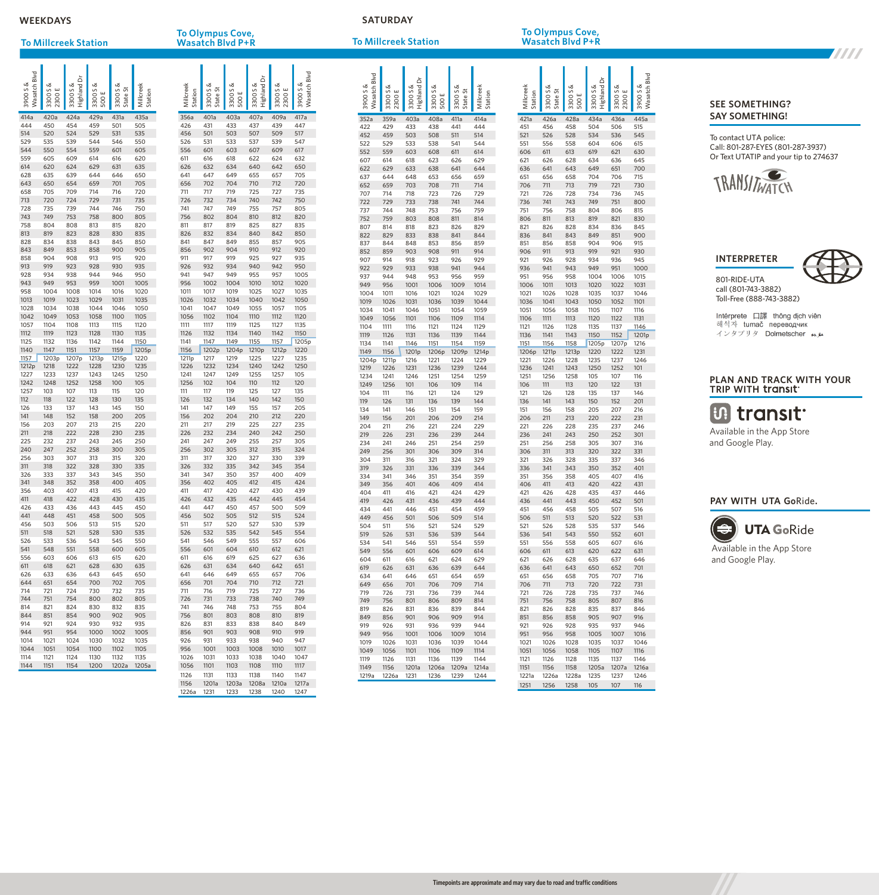## WEEKDAYS

### To Millcreek Station

| 3900 S & Wasatch Blvd | 3300 S & 2300 E | 3300 S & Highland Dr | 3300 S & 500 E | 3300 S & State St | Millcreek Station |
|---|---|---|---|---|---|
| 414a | 420a | 424a | 429a | 431a | 435a |
| 444 | 450 | 454 | 459 | 501 | 505 |
| 514 | 520 | 524 | 529 | 531 | 535 |
| 529 | 535 | 539 | 544 | 546 | 550 |
| 544 | 550 | 554 | 559 | 601 | 605 |
| 559 | 605 | 609 | 614 | 616 | 620 |
| 614 | 620 | 624 | 629 | 631 | 635 |
| 628 | 635 | 639 | 644 | 646 | 650 |
| 643 | 650 | 654 | 659 | 701 | 705 |
| 658 | 705 | 709 | 714 | 716 | 720 |
| 713 | 720 | 724 | 729 | 731 | 735 |
| 728 | 735 | 739 | 744 | 746 | 750 |
| 743 | 749 | 753 | 758 | 800 | 805 |
| 758 | 804 | 808 | 813 | 815 | 820 |
| 813 | 819 | 823 | 828 | 830 | 835 |
| 828 | 834 | 838 | 843 | 845 | 850 |
| 843 | 849 | 853 | 858 | 900 | 905 |
| 858 | 904 | 908 | 913 | 915 | 920 |
| 913 | 919 | 923 | 928 | 930 | 935 |
| 928 | 934 | 938 | 944 | 946 | 950 |
| 943 | 949 | 953 | 959 | 1001 | 1005 |
| 958 | 1004 | 1008 | 1014 | 1016 | 1020 |
| 1013 | 1019 | 1023 | 1029 | 1031 | 1035 |
| 1028 | 1034 | 1038 | 1044 | 1046 | 1050 |
| 1042 | 1049 | 1053 | 1058 | 1100 | 1105 |
| 1057 | 1104 | 1108 | 1114 | 1115 | 1120 |
| 1112 | 1119 | 1123 | 1128 | 1130 | 1135 |
| 1125 | 1132 | 1136 | 1142 | 1144 | 1150 |
| 1140 | 1147 | 1151 | 1157 | 1159 | 1205p |
| 1157 | 1203p | 1207p | 1213p | 1215p | 1220 |
| 1212p | 1218 | 1222 | 1228 | 1230 | 1235 |
| 1227 | 1233 | 1237 | 1243 | 1245 | 1250 |
| 1242 | 1248 | 1252 | 1258 | 100 | 105 |
| 1257 | 103 | 107 | 113 | 115 | 120 |
| 112 | 118 | 122 | 128 | 130 | 135 |
| 126 | 133 | 137 | 143 | 145 | 150 |
| 141 | 148 | 152 | 158 | 200 | 205 |
| 156 | 203 | 207 | 213 | 215 | 220 |
| 211 | 218 | 222 | 228 | 230 | 235 |
| 225 | 232 | 237 | 243 | 245 | 250 |
| 240 | 247 | 252 | 258 | 300 | 305 |
| 256 | 303 | 307 | 313 | 315 | 320 |
| 311 | 318 | 322 | 328 | 330 | 335 |
| 326 | 333 | 337 | 343 | 345 | 350 |
| 341 | 348 | 352 | 358 | 400 | 405 |
| 356 | 403 | 407 | 413 | 415 | 420 |
| 411 | 418 | 422 | 428 | 430 | 435 |
| 426 | 433 | 436 | 443 | 445 | 450 |
| 441 | 448 | 451 | 458 | 500 | 505 |
| 456 | 503 | 506 | 513 | 515 | 520 |
| 511 | 518 | 521 | 528 | 530 | 535 |
| 526 | 533 | 536 | 543 | 545 | 550 |
| 541 | 548 | 551 | 558 | 600 | 605 |
| 556 | 603 | 606 | 613 | 615 | 620 |
| 611 | 618 | 621 | 628 | 630 | 635 |
| 626 | 633 | 636 | 643 | 645 | 650 |
| 644 | 651 | 654 | 700 | 702 | 705 |
| 714 | 721 | 724 | 730 | 732 | 735 |
| 744 | 751 | 754 | 800 | 802 | 805 |
| 814 | 821 | 824 | 830 | 832 | 835 |
| 844 | 851 | 854 | 900 | 902 | 905 |
| 914 | 921 | 924 | 930 | 932 | 935 |
| 944 | 951 | 954 | 1000 | 1002 | 1005 |
| 1014 | 1021 | 1024 | 1030 | 1032 | 1035 |
| 1044 | 1051 | 1054 | 1100 | 1102 | 1105 |
| 1114 | 1121 | 1124 | 1130 | 1132 | 1135 |
| 1144 | 1151 | 1154 | 1200 | 1202a | 1205a |

### To Olympus Cove, Wasatch Blvd P+R

| Millcreek Station | 3300 S & State St | 3300 S & 500 E | 3300 S & Highland Dr | 3300 S & 2300 E | 3900 S & Wasatch Blvd |
|---|---|---|---|---|---|
| 356a | 401a | 403a | 407a | 409a | 417a |
| 426 | 431 | 433 | 437 | 439 | 447 |
| 456 | 501 | 503 | 507 | 509 | 517 |
| 526 | 531 | 533 | 537 | 539 | 547 |
| 556 | 601 | 603 | 607 | 609 | 617 |
| 611 | 616 | 618 | 622 | 624 | 632 |
| 626 | 632 | 634 | 640 | 642 | 650 |
| 641 | 647 | 649 | 655 | 657 | 705 |
| 656 | 702 | 704 | 710 | 712 | 720 |
| 711 | 717 | 719 | 725 | 727 | 735 |
| 726 | 732 | 734 | 740 | 742 | 750 |
| 741 | 747 | 749 | 755 | 757 | 805 |
| 756 | 802 | 804 | 810 | 812 | 820 |
| 811 | 817 | 819 | 825 | 827 | 835 |
| 826 | 832 | 834 | 840 | 842 | 850 |
| 841 | 847 | 849 | 855 | 857 | 905 |
| 856 | 902 | 904 | 910 | 912 | 920 |
| 911 | 917 | 919 | 925 | 927 | 935 |
| 926 | 932 | 934 | 940 | 942 | 950 |
| 941 | 947 | 949 | 955 | 957 | 1005 |
| 956 | 1002 | 1004 | 1010 | 1012 | 1020 |
| 1011 | 1017 | 1019 | 1025 | 1027 | 1035 |
| 1026 | 1032 | 1034 | 1040 | 1042 | 1050 |
| 1041 | 1047 | 1049 | 1055 | 1057 | 1105 |
| 1056 | 1102 | 1104 | 1110 | 1112 | 1120 |
| 1111 | 1117 | 1119 | 1125 | 1127 | 1135 |
| 1126 | 1132 | 1134 | 1140 | 1142 | 1150 |
| 1141 | 1147 | 1149 | 1155 | 1157 | 1205p |
| 1156 | 1202p | 1204p | 1210p | 1212p | 1220 |
| 1211p | 1217 | 1219 | 1225 | 1227 | 1235 |
| 1226 | 1232 | 1234 | 1240 | 1242 | 1250 |
| 1241 | 1247 | 1249 | 1255 | 1257 | 105 |
| 1256 | 102 | 104 | 110 | 112 | 120 |
| 111 | 117 | 119 | 125 | 127 | 135 |
| 126 | 132 | 134 | 140 | 142 | 150 |
| 141 | 147 | 149 | 155 | 157 | 205 |
| 156 | 202 | 204 | 210 | 212 | 220 |
| 211 | 217 | 219 | 225 | 227 | 235 |
| 226 | 232 | 234 | 240 | 242 | 250 |
| 241 | 247 | 249 | 255 | 257 | 305 |
| 256 | 302 | 305 | 312 | 315 | 324 |
| 311 | 317 | 320 | 327 | 330 | 339 |
| 326 | 332 | 335 | 342 | 345 | 354 |
| 341 | 347 | 350 | 357 | 400 | 409 |
| 356 | 402 | 405 | 412 | 415 | 424 |
| 411 | 417 | 420 | 427 | 430 | 439 |
| 426 | 432 | 435 | 442 | 445 | 454 |
| 441 | 447 | 450 | 457 | 500 | 509 |
| 456 | 502 | 505 | 512 | 515 | 524 |
| 511 | 517 | 520 | 527 | 530 | 539 |
| 526 | 532 | 535 | 542 | 545 | 554 |
| 541 | 546 | 549 | 555 | 557 | 606 |
| 556 | 601 | 604 | 610 | 612 | 621 |
| 611 | 616 | 619 | 625 | 627 | 636 |
| 626 | 631 | 634 | 640 | 642 | 651 |
| 641 | 646 | 649 | 655 | 657 | 706 |
| 656 | 701 | 704 | 710 | 712 | 721 |
| 711 | 716 | 719 | 725 | 727 | 736 |
| 726 | 731 | 733 | 738 | 740 | 749 |
| 741 | 746 | 748 | 753 | 755 | 804 |
| 756 | 801 | 803 | 808 | 810 | 819 |
| 826 | 831 | 833 | 838 | 840 | 849 |
| 856 | 901 | 903 | 908 | 910 | 919 |
| 926 | 931 | 933 | 938 | 940 | 947 |
| 956 | 1001 | 1003 | 1008 | 1010 | 1017 |
| 1026 | 1031 | 1033 | 1038 | 1040 | 1047 |
| 1056 | 1101 | 1103 | 1108 | 1110 | 1117 |
| 1126 | 1131 | 1133 | 1138 | 1140 | 1147 |
| 1156 | 1201a | 1203a | 1208a | 1210a | 1217a |
| 1226a | 1231 | 1233 | 1238 | 1240 | 1247 |

## SATURDAY

### To Millcreek Station

| 3900 S & Wasatch Blvd | 3300 S & 2300 E | 3300 S & Highland Dr | 3300 S & 500 E | 3300 S & State St | Millcreek Station |
|---|---|---|---|---|---|
| 352a | 359a | 403a | 408a | 411a | 414a |
| 422 | 429 | 433 | 438 | 441 | 444 |
| 452 | 459 | 503 | 508 | 511 | 514 |
| 522 | 529 | 533 | 538 | 541 | 544 |
| 552 | 559 | 603 | 608 | 611 | 614 |
| 607 | 614 | 618 | 623 | 626 | 629 |
| 622 | 629 | 633 | 638 | 641 | 644 |
| 637 | 644 | 648 | 653 | 656 | 659 |
| 652 | 659 | 703 | 708 | 711 | 714 |
| 707 | 714 | 718 | 723 | 726 | 729 |
| 722 | 729 | 733 | 738 | 741 | 744 |
| 737 | 744 | 748 | 753 | 756 | 759 |
| 752 | 759 | 803 | 808 | 811 | 814 |
| 807 | 814 | 818 | 823 | 826 | 829 |
| 822 | 829 | 833 | 838 | 841 | 844 |
| 837 | 844 | 848 | 853 | 856 | 859 |
| 852 | 859 | 903 | 908 | 911 | 914 |
| 907 | 914 | 918 | 923 | 926 | 929 |
| 922 | 929 | 933 | 938 | 941 | 944 |
| 937 | 944 | 948 | 953 | 956 | 959 |
| 949 | 956 | 1001 | 1006 | 1009 | 1014 |
| 1004 | 1011 | 1016 | 1021 | 1024 | 1029 |
| 1019 | 1026 | 1031 | 1036 | 1039 | 1044 |
| 1034 | 1041 | 1046 | 1051 | 1054 | 1059 |
| 1049 | 1056 | 1101 | 1106 | 1109 | 1114 |
| 1104 | 1111 | 1116 | 1121 | 1124 | 1129 |
| 1119 | 1126 | 1131 | 1136 | 1139 | 1144 |
| 1134 | 1141 | 1146 | 1151 | 1154 | 1159 |
| 1149 | 1156 | 1201p | 1206p | 1209p | 1214p |
| 1204p | 1211p | 1216 | 1221 | 1224 | 1229 |
| 1219 | 1226 | 1231 | 1236 | 1239 | 1244 |
| 1234 | 1241 | 1246 | 1251 | 1254 | 1259 |
| 1249 | 1256 | 101 | 106 | 109 | 114 |
| 104 | 111 | 116 | 121 | 124 | 129 |
| 119 | 126 | 131 | 136 | 139 | 144 |
| 134 | 141 | 146 | 151 | 154 | 159 |
| 149 | 156 | 201 | 206 | 209 | 214 |
| 204 | 211 | 216 | 221 | 224 | 229 |
| 219 | 226 | 231 | 236 | 239 | 244 |
| 234 | 241 | 246 | 251 | 254 | 259 |
| 249 | 256 | 301 | 306 | 309 | 314 |
| 304 | 311 | 316 | 321 | 324 | 329 |
| 319 | 326 | 331 | 336 | 339 | 344 |
| 334 | 341 | 346 | 351 | 354 | 359 |
| 349 | 356 | 401 | 406 | 409 | 414 |
| 404 | 411 | 416 | 421 | 424 | 429 |
| 419 | 426 | 431 | 436 | 439 | 444 |
| 434 | 441 | 446 | 451 | 454 | 459 |
| 449 | 456 | 501 | 506 | 509 | 514 |
| 504 | 511 | 516 | 521 | 524 | 529 |
| 519 | 526 | 531 | 536 | 539 | 544 |
| 534 | 541 | 546 | 551 | 554 | 559 |
| 549 | 556 | 601 | 606 | 609 | 614 |
| 604 | 611 | 616 | 621 | 624 | 629 |
| 619 | 626 | 631 | 636 | 639 | 644 |
| 634 | 641 | 646 | 651 | 654 | 659 |
| 649 | 656 | 701 | 706 | 709 | 714 |
| 719 | 726 | 731 | 736 | 739 | 744 |
| 749 | 756 | 801 | 806 | 809 | 814 |
| 819 | 826 | 831 | 836 | 839 | 844 |
| 849 | 856 | 901 | 906 | 909 | 914 |
| 919 | 926 | 931 | 936 | 939 | 944 |
| 949 | 956 | 1001 | 1006 | 1009 | 1014 |
| 1019 | 1026 | 1031 | 1036 | 1039 | 1044 |
| 1049 | 1056 | 1101 | 1106 | 1109 | 1114 |
| 1119 | 1126 | 1131 | 1136 | 1139 | 1144 |
| 1149 | 1156 | 1201a | 1206a | 1209a | 1214a |
| 1219a | 1226a | 1231 | 1236 | 1239 | 1244 |

### To Olympus Cove, Wasatch Blvd P+R

| Millcreek Station | 3300 S & State St | 3300 S & 500 E | 3300 S & Highland Dr | 3300 S & 2300 E | 3900 S & Wasatch Blvd |
|---|---|---|---|---|---|
| 421a | 426a | 428a | 434a | 436a | 445a |
| 451 | 456 | 458 | 504 | 506 | 515 |
| 521 | 526 | 528 | 534 | 536 | 545 |
| 551 | 556 | 558 | 604 | 606 | 615 |
| 606 | 611 | 613 | 619 | 621 | 630 |
| 621 | 626 | 628 | 634 | 636 | 645 |
| 636 | 641 | 643 | 649 | 651 | 700 |
| 651 | 656 | 658 | 704 | 706 | 715 |
| 706 | 711 | 713 | 719 | 721 | 730 |
| 721 | 726 | 728 | 734 | 736 | 745 |
| 736 | 741 | 743 | 749 | 751 | 800 |
| 751 | 756 | 758 | 804 | 806 | 815 |
| 806 | 811 | 813 | 819 | 821 | 830 |
| 821 | 826 | 828 | 834 | 836 | 845 |
| 836 | 841 | 843 | 849 | 851 | 900 |
| 851 | 856 | 858 | 904 | 906 | 915 |
| 906 | 911 | 913 | 919 | 921 | 930 |
| 921 | 926 | 928 | 934 | 936 | 945 |
| 936 | 941 | 943 | 949 | 951 | 1000 |
| 951 | 956 | 958 | 1004 | 1006 | 1015 |
| 1006 | 1011 | 1013 | 1020 | 1022 | 1031 |
| 1021 | 1026 | 1028 | 1035 | 1037 | 1046 |
| 1036 | 1041 | 1043 | 1050 | 1052 | 1101 |
| 1051 | 1056 | 1058 | 1105 | 1107 | 1116 |
| 1106 | 1111 | 1113 | 1120 | 1122 | 1131 |
| 1121 | 1126 | 1128 | 1135 | 1137 | 1146 |
| 1136 | 1141 | 1143 | 1150 | 1152 | 1201p |
| 1151 | 1156 | 1158 | 1205p | 1207p | 1216 |
| 1206p | 1211p | 1213p | 1220 | 1222 | 1231 |
| 1221 | 1226 | 1228 | 1235 | 1237 | 1246 |
| 1236 | 1241 | 1243 | 1250 | 1252 | 101 |
| 1251 | 1256 | 1258 | 105 | 107 | 116 |
| 106 | 111 | 113 | 120 | 122 | 131 |
| 121 | 126 | 128 | 135 | 137 | 146 |
| 136 | 141 | 143 | 150 | 152 | 201 |
| 151 | 156 | 158 | 205 | 207 | 216 |
| 206 | 211 | 213 | 220 | 222 | 231 |
| 221 | 226 | 228 | 235 | 237 | 246 |
| 236 | 241 | 243 | 250 | 252 | 301 |
| 251 | 256 | 258 | 305 | 307 | 316 |
| 306 | 311 | 313 | 320 | 322 | 331 |
| 321 | 326 | 328 | 335 | 337 | 346 |
| 336 | 341 | 343 | 350 | 352 | 401 |
| 351 | 356 | 358 | 405 | 407 | 416 |
| 406 | 411 | 413 | 420 | 422 | 431 |
| 421 | 426 | 428 | 435 | 437 | 446 |
| 436 | 441 | 443 | 450 | 452 | 501 |
| 451 | 456 | 458 | 505 | 507 | 516 |
| 506 | 511 | 513 | 520 | 522 | 531 |
| 521 | 526 | 528 | 535 | 537 | 546 |
| 536 | 541 | 543 | 550 | 552 | 601 |
| 551 | 556 | 558 | 605 | 607 | 616 |
| 606 | 611 | 613 | 620 | 622 | 631 |
| 621 | 626 | 628 | 635 | 637 | 646 |
| 636 | 641 | 643 | 650 | 652 | 701 |
| 651 | 656 | 658 | 705 | 707 | 716 |
| 706 | 711 | 713 | 720 | 722 | 731 |
| 721 | 726 | 728 | 735 | 737 | 746 |
| 751 | 756 | 758 | 805 | 807 | 816 |
| 821 | 826 | 828 | 835 | 837 | 846 |
| 851 | 856 | 858 | 905 | 907 | 916 |
| 921 | 926 | 928 | 935 | 937 | 946 |
| 951 | 956 | 958 | 1005 | 1007 | 1016 |
| 1021 | 1026 | 1028 | 1035 | 1037 | 1046 |
| 1051 | 1056 | 1058 | 1105 | 1107 | 1116 |
| 1121 | 1126 | 1128 | 1135 | 1137 | 1146 |
| 1151 | 1156 | 1158 | 1205a | 1207a | 1216a |
| 1221a | 1226a | 1228a | 1235 | 1237 | 1246 |
| 1251 | 1256 | 1258 | 105 | 107 | 116 |

## SEE SOMETHING? SAY SOMETHING!

To contact UTA police:
Call: 801-287-EYES (801-287-3937)
Or Text UTATIP and your tip to 274637

TRANSITWATCH

## INTERPRETER

801-RIDE-UTA
call (801-743-3882)
Toll-Free (888-743-3882)

Intérprete 口譯 thông dịch viên 해석자 tumač переводчик インタプリタ Dolmetscher

## PLAN AND TRACK WITH YOUR TRIP WITH transit

transit
Available in the App Store and Google Play.

## PAY WITH UTA GoRide.

UTA GoRide
Available in the App Store and Google Play.

**Timepoints are approximate and may vary due to road and traffic conditions**